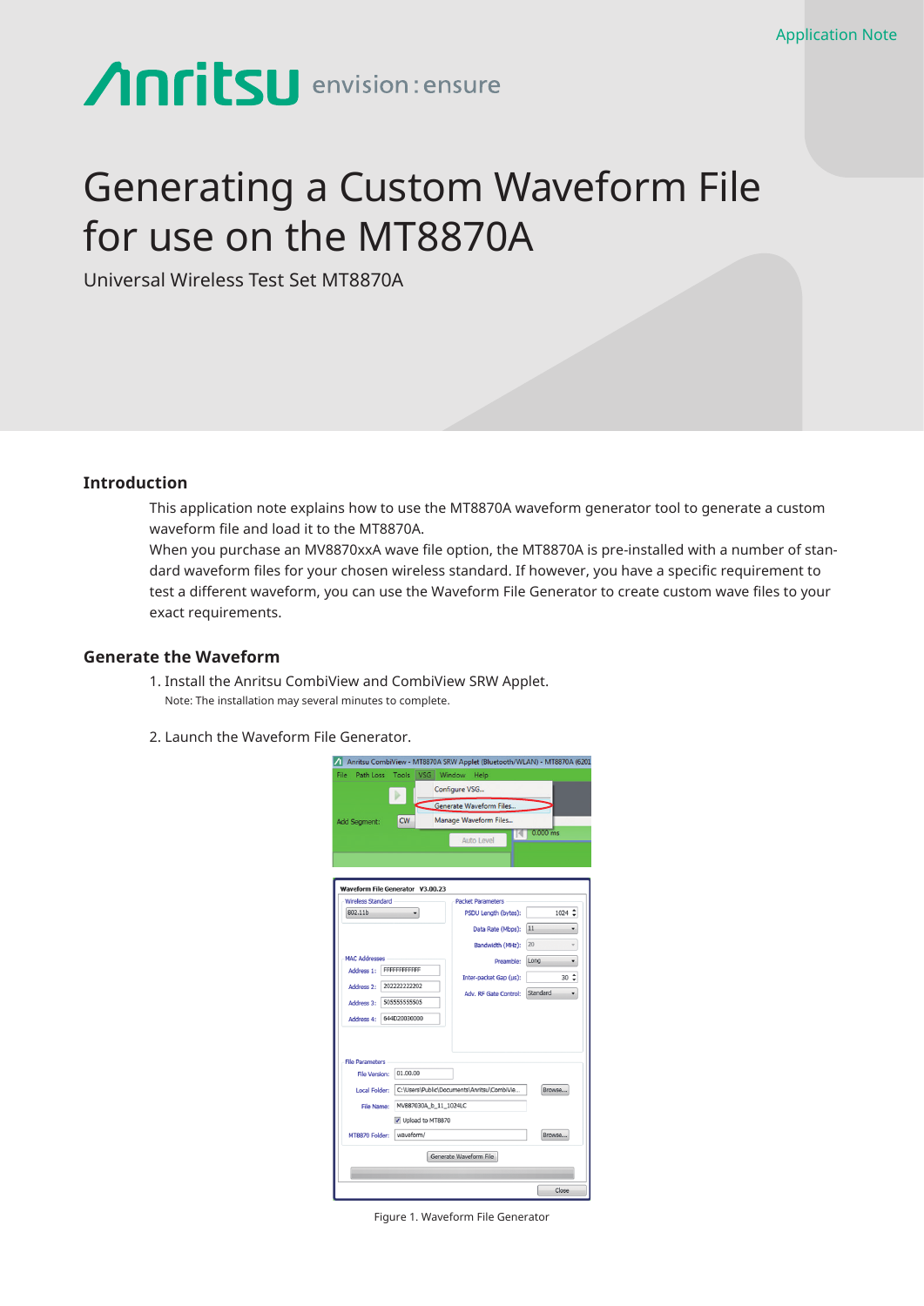Application Note

# Generating a Custom Waveform File for use on the MT8870A

Universal Wireless Test Set MT8870A

## Introduction

This application note explains how to use the MT8870A waveform generator tool to generate a custom waveform file and load it to the MT8870A.

When you purchase an MV8870xxA wave file option, the MT8870A is pre-installed with a number of standard waveform files for your chosen wireless standard. If however, you have a specific requirement to test a different waveform, you can use the Waveform File Generator to create custom wave files to your exact requirements.

## Generate the Waveform

1. Install the Anritsu CombiView and CombiView SRW Applet.
   Note: The installation may several minutes to complete.

2. Launch the Waveform File Generator.

Figure 1. Waveform File Generator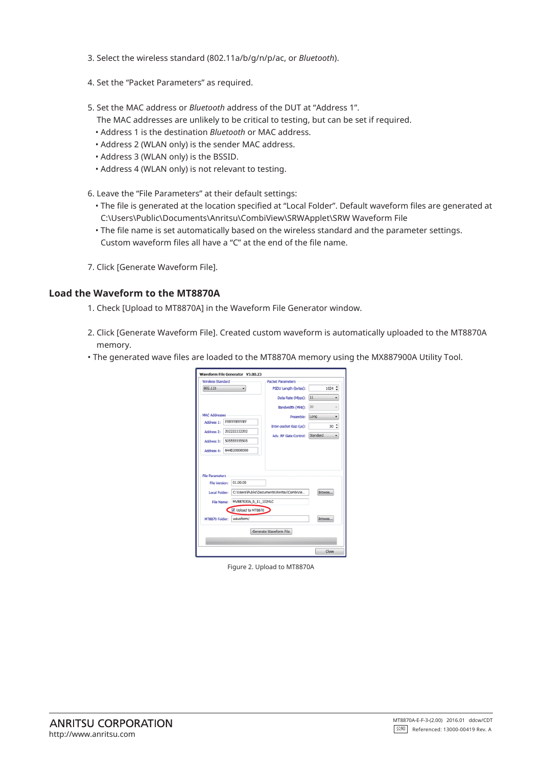3. Select the wireless standard (802.11a/b/g/n/p/ac, or *Bluetooth*).

4. Set the "Packet Parameters" as required.

5. Set the MAC address or *Bluetooth* address of the DUT at "Address 1".
   The MAC addresses are unlikely to be critical to testing, but can be set if required.
   - Address 1 is the destination *Bluetooth* or MAC address.
   - Address 2 (WLAN only) is the sender MAC address.
   - Address 3 (WLAN only) is the BSSID.
   - Address 4 (WLAN only) is not relevant to testing.

6. Leave the "File Parameters" at their default settings:
   - The file is generated at the location specified at "Local Folder". Default waveform files are generated at C:\Users\Public\Documents\Anritsu\CombiView\SRWApplet\SRW Waveform File
   - The file name is set automatically based on the wireless standard and the parameter settings. Custom waveform files all have a "C" at the end of the file name.

7. Click [Generate Waveform File].

## Load the Waveform to the MT8870A

1. Check [Upload to MT8870A] in the Waveform File Generator window.

2. Click [Generate Waveform File]. Created custom waveform is automatically uploaded to the MT8870A memory.

- The generated wave files are loaded to the MT8870A memory using the MX887900A Utility Tool.

Figure 2. Upload to MT8870A

ANRITSU CORPORATION
http://www.anritsu.com

MT8870A-E-F-3-(2.00) 2016.01 ddcw/CDT
公知 Referenced: 13000-00419 Rev. A